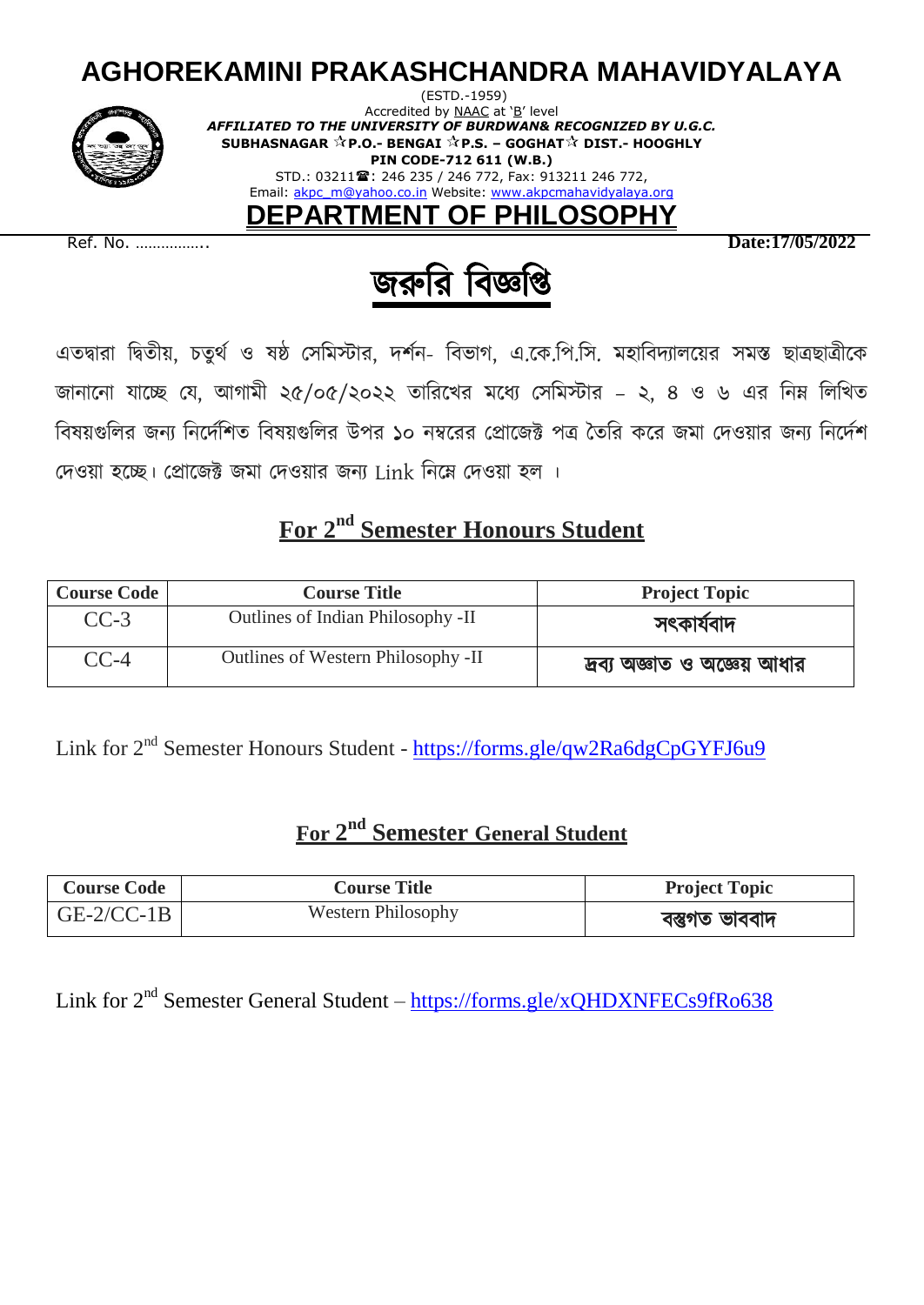# AGHOREKAMINI PRAKASHCHANDRA MAHAVIDYALAYA

(ESTD.-1959)
Accredited by NAAC at 'B' level
***AFFILIATED TO THE UNIVERSITY OF BURDWAN& RECOGNIZED BY U.G.C.***
**SUBHASNAGAR ☆P.O.- BENGAI ☆P.S. – GOGHAT☆ DIST.- HOOGHLY**
**PIN CODE-712 611 (W.B.)**
STD.: 03211☎: 246 235 / 246 772, Fax: 913211 246 772,
Email: akpc_m@yahoo.co.in Website: www.akpcmahavidyalaya.org

## DEPARTMENT OF PHILOSOPHY

Ref. No. …………….. **Date:17/05/2022**

## জরুরি বিজ্ঞপ্তি

এতদ্বারা দ্বিতীয়, চতুর্থ ও ষষ্ঠ সেমিস্টার, দর্শন- বিভাগ, এ.কে.পি.সি. মহাবিদ্যালয়ের সমস্ত ছাত্রছাত্রীকে জানানো যাচ্ছে যে, আগামী ২৫/০৫/২০২২ তারিখের মধ্যে সেমিস্টার – ২, ৪ ও ৬ এর নিম্ন লিখিত বিষয়গুলির জন্য নির্দেশিত বিষয়গুলির উপর ১০ নম্বরের প্রোজেক্ট পত্র তৈরি করে জমা দেওয়ার জন্য নির্দেশ দেওয়া হচ্ছে। প্রোজেক্ট জমা দেওয়ার জন্য Link নিম্নে দেওয়া হল ।

## For 2nd Semester Honours Student

| Course Code | Course Title | Project Topic |
|---|---|---|
| CC-3 | Outlines of Indian Philosophy -II | সৎকার্যবাদ |
| CC-4 | Outlines of Western Philosophy -II | দ্রব্য অজ্ঞাত ও অজ্ঞেয় আধার |

Link for 2nd Semester Honours Student - https://forms.gle/qw2Ra6dgCpGYFJ6u9

## For 2nd Semester General Student

| Course Code | Course Title | Project Topic |
|---|---|---|
| GE-2/CC-1B | Western Philosophy | বস্তুগত ভাববাদ |

Link for 2nd Semester General Student – https://forms.gle/xQHDXNFECs9fRo638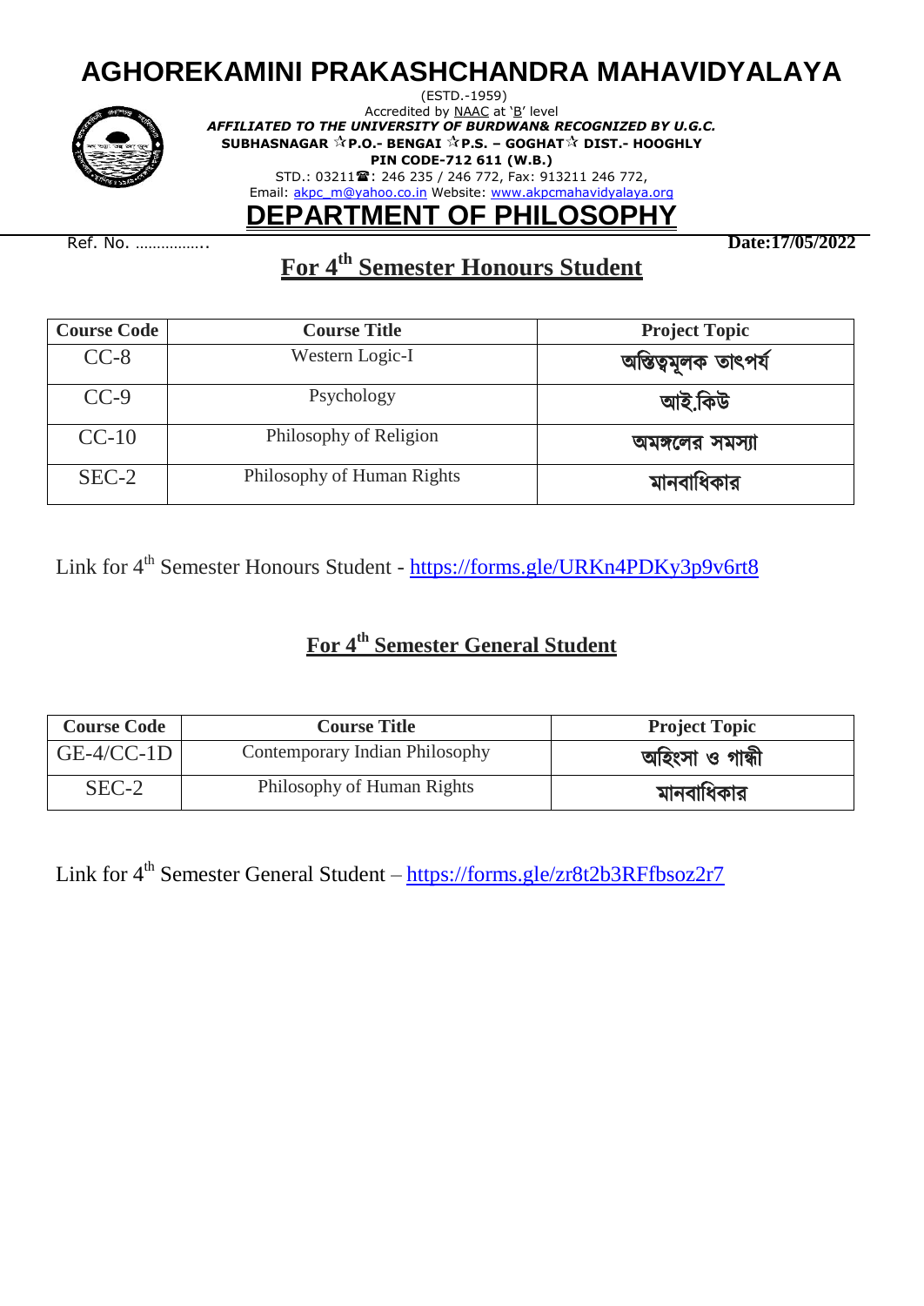# AGHOREKAMINI PRAKASHCHANDRA MAHAVIDYALAYA

(ESTD.-1959)

Accredited by NAAC at 'B' level

***AFFILIATED TO THE UNIVERSITY OF BURDWAN& RECOGNIZED BY U.G.C.***

**SUBHASNAGAR ☆P.O.- BENGAI ☆P.S. – GOGHAT☆ DIST.- HOOGHLY**

**PIN CODE-712 611 (W.B.)**

STD.: 03211☎: 246 235 / 246 772, Fax: 913211 246 772,

Email: akpc_m@yahoo.co.in Website: www.akpcmahavidyalaya.org

## DEPARTMENT OF PHILOSOPHY

Ref. No. …………….. **Date:17/05/2022**

## For 4th Semester Honours Student

| Course Code | Course Title | Project Topic |
|---|---|---|
| CC-8 | Western Logic-I | অস্তিত্বমূলক তাৎপর্য |
| CC-9 | Psychology | আই.কিউ |
| CC-10 | Philosophy of Religion | অমঙ্গলের সমস্যা |
| SEC-2 | Philosophy of Human Rights | মানবাধিকার |

Link for 4th Semester Honours Student - https://forms.gle/URKn4PDKy3p9v6rt8

## For 4th Semester General Student

| Course Code | Course Title | Project Topic |
|---|---|---|
| GE-4/CC-1D | Contemporary Indian Philosophy | অহিংসা ও গান্ধী |
| SEC-2 | Philosophy of Human Rights | মানবাধিকার |

Link for 4th Semester General Student – https://forms.gle/zr8t2b3RFfbsoz2r7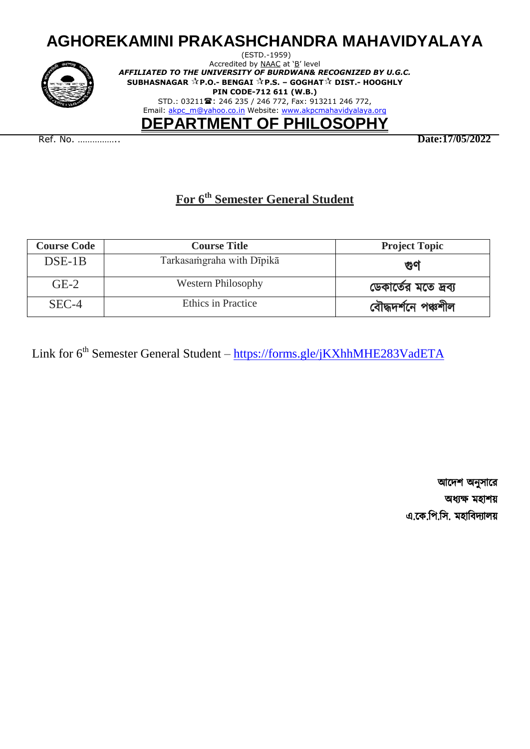# AGHOREKAMINI PRAKASHCHANDRA MAHAVIDYALAYA

(ESTD.-1959)
Accredited by NAAC at 'B' level
***AFFILIATED TO THE UNIVERSITY OF BURDWAN& RECOGNIZED BY U.G.C.***
**SUBHASNAGAR ☆P.O.- BENGAI ☆P.S. – GOGHAT☆ DIST.- HOOGHLY**
**PIN CODE-712 611 (W.B.)**
STD.: 03211☎: 246 235 / 246 772, Fax: 913211 246 772,
Email: akpc_m@yahoo.co.in Website: www.akpcmahavidyalaya.org

## DEPARTMENT OF PHILOSOPHY

Ref. No. …………….. **Date:17/05/2022**

## For 6th Semester General Student

| Course Code | Course Title | Project Topic |
|---|---|---|
| DSE-1B | Tarkasaṁgraha with Dīpikā | গুণ |
| GE-2 | Western Philosophy | ডেকার্তের মতে দ্রব্য |
| SEC-4 | Ethics in Practice | বৌদ্ধদর্শনে পঞ্চশীল |

Link for 6th Semester General Student – https://forms.gle/jKXhhMHE283VadETA

আদেশ অনুসারে
অধ্যক্ষ মহাশয়
এ.কে.পি.সি. মহাবিদ্যালয়